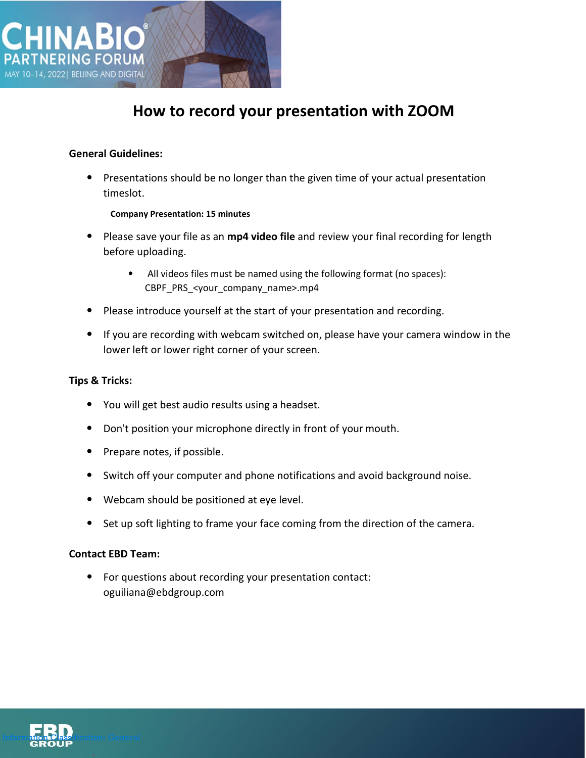# How to record your presentation with ZOOM

**General Guidelines:**

- Presentations should be no longer than the given time of your actual presentation timeslot.

  **Company Presentation: 15 minutes**

- Please save your file as an **mp4 video file** and review your final recording for length before uploading.
  - All videos files must be named using the following format (no spaces): CBPF_PRS_<your_company_name>.mp4
- Please introduce yourself at the start of your presentation and recording.
- If you are recording with webcam switched on, please have your camera window in the lower left or lower right corner of your screen.

**Tips & Tricks:**

- You will get best audio results using a headset.
- Don't position your microphone directly in front of your mouth.
- Prepare notes, if possible.
- Switch off your computer and phone notifications and avoid background noise.
- Webcam should be positioned at eye level.
- Set up soft lighting to frame your face coming from the direction of the camera.

**Contact EBD Team:**

- For questions about recording your presentation contact: oguiliana@ebdgroup.com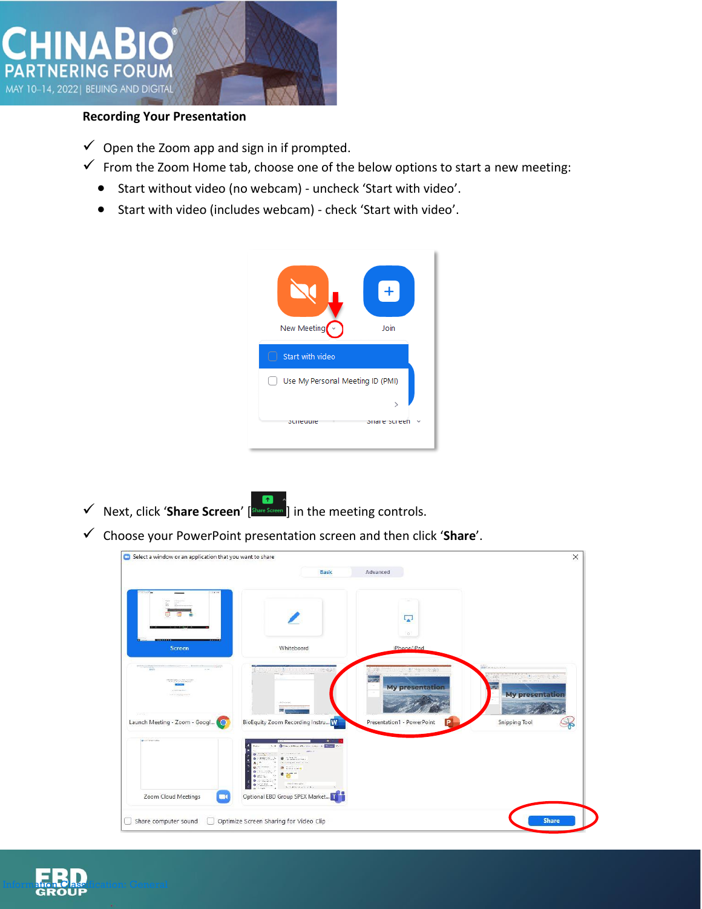**Recording Your Presentation**

- ✓ Open the Zoom app and sign in if prompted.
- ✓ From the Zoom Home tab, choose one of the below options to start a new meeting:
  - Start without video (no webcam) - uncheck 'Start with video'.
  - Start with video (includes webcam) - check 'Start with video'.

- ✓ Next, click '**Share Screen**' [Share Screen] in the meeting controls.
- ✓ Choose your PowerPoint presentation screen and then click '**Share**'.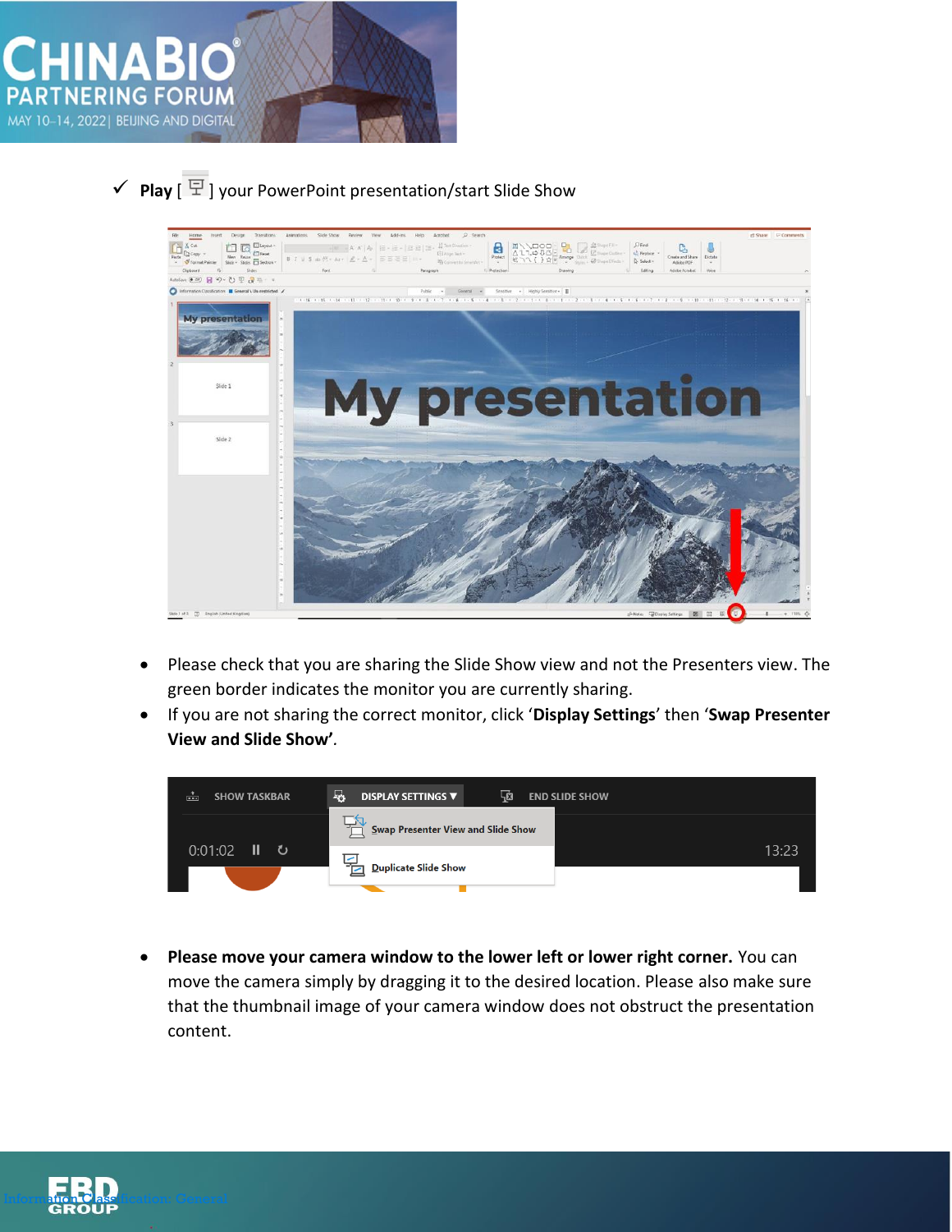✓ **Play** [ ] your PowerPoint presentation/start Slide Show

- Please check that you are sharing the Slide Show view and not the Presenters view. The green border indicates the monitor you are currently sharing.
- If you are not sharing the correct monitor, click '**Display Settings**' then '**Swap Presenter View and Slide Show'**.

- **Please move your camera window to the lower left or lower right corner.** You can move the camera simply by dragging it to the desired location. Please also make sure that the thumbnail image of your camera window does not obstruct the presentation content.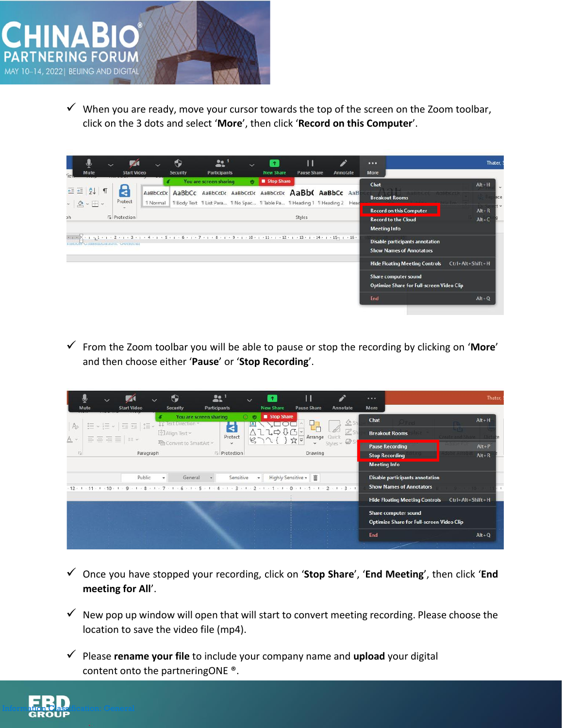- ✓ When you are ready, move your cursor towards the top of the screen on the Zoom toolbar, click on the 3 dots and select '**More**', then click '**Record on this Computer**'.

- ✓ From the Zoom toolbar you will be able to pause or stop the recording by clicking on '**More**' and then choose either '**Pause**' or '**Stop Recording**'.

- ✓ Once you have stopped your recording, click on '**Stop Share**', '**End Meeting**', then click '**End meeting for All**'.

- ✓ New pop up window will open that will start to convert meeting recording. Please choose the location to save the video file (mp4).

- ✓ Please **rename your file** to include your company name and **upload** your digital content onto the partneringONE ®.